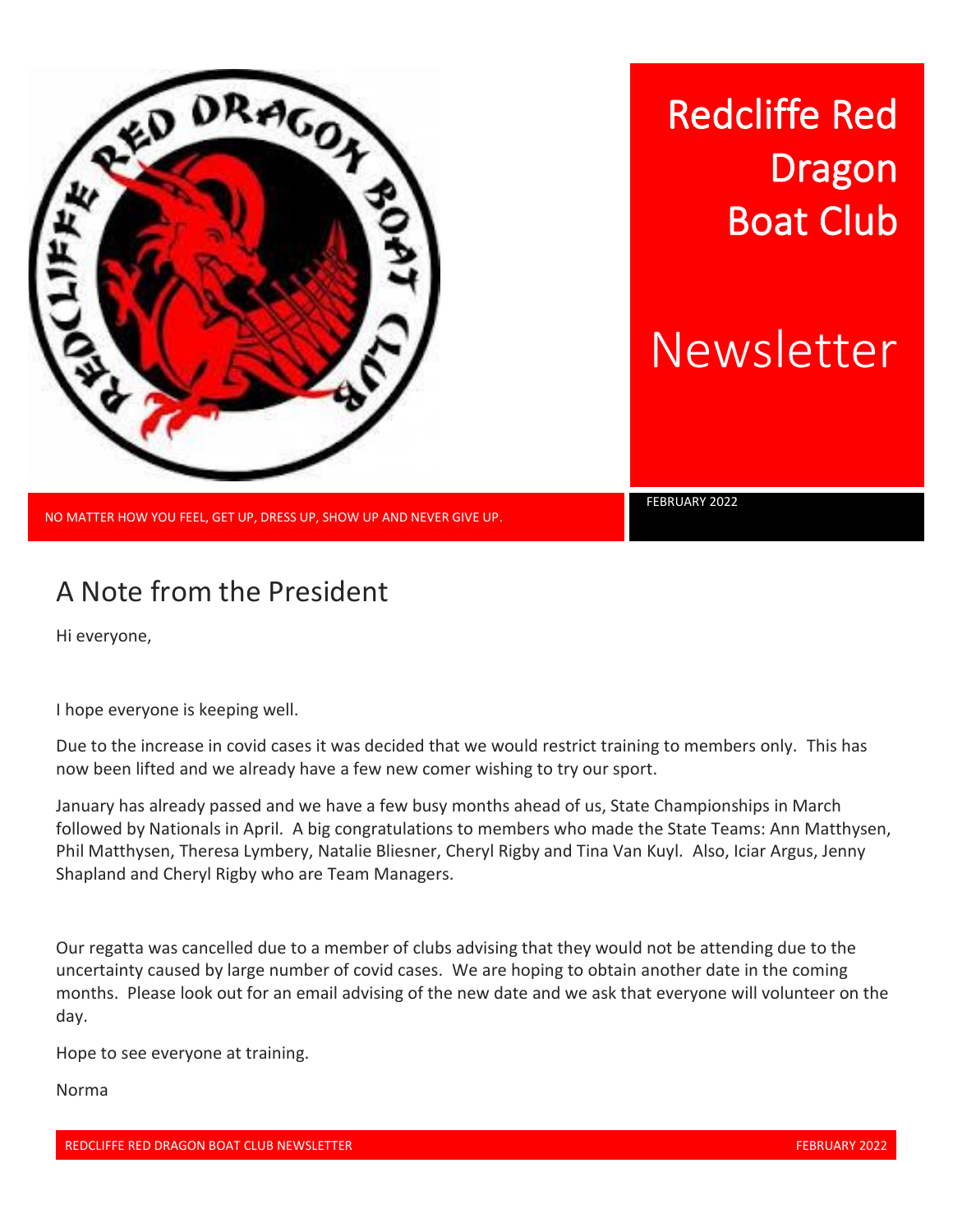# Redcliffe Red Dragon Boat Club

# Newsletter

NO MATTER HOW YOU FEEL, GET UP, DRESS UP, SHOW UP AND NEVER GIVE UP.

FEBRUARY 2022

## A Note from the President

Hi everyone,

I hope everyone is keeping well.

Due to the increase in covid cases it was decided that we would restrict training to members only. This has now been lifted and we already have a few new comer wishing to try our sport.

January has already passed and we have a few busy months ahead of us, State Championships in March followed by Nationals in April. A big congratulations to members who made the State Teams: Ann Matthysen, Phil Matthysen, Theresa Lymbery, Natalie Bliesner, Cheryl Rigby and Tina Van Kuyl. Also, Iciar Argus, Jenny Shapland and Cheryl Rigby who are Team Managers.

Our regatta was cancelled due to a member of clubs advising that they would not be attending due to the uncertainty caused by large number of covid cases. We are hoping to obtain another date in the coming months. Please look out for an email advising of the new date and we ask that everyone will volunteer on the day.

Hope to see everyone at training.

Norma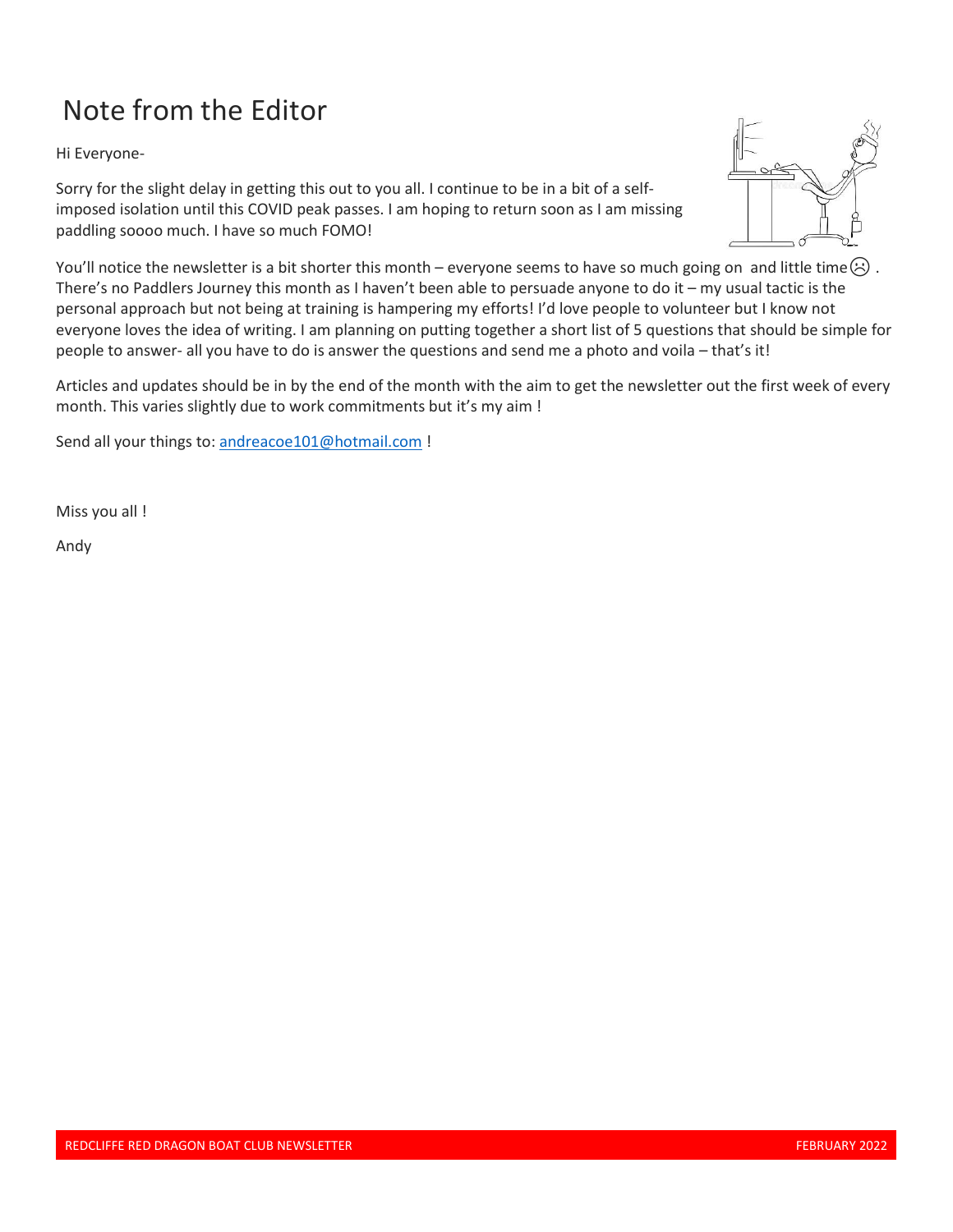# Note from the Editor

Hi Everyone-

Sorry for the slight delay in getting this out to you all. I continue to be in a bit of a self-imposed isolation until this COVID peak passes. I am hoping to return soon as I am missing paddling soooo much. I have so much FOMO!

You'll notice the newsletter is a bit shorter this month – everyone seems to have so much going on and little time ☹ . There's no Paddlers Journey this month as I haven't been able to persuade anyone to do it – my usual tactic is the personal approach but not being at training is hampering my efforts! I'd love people to volunteer but I know not everyone loves the idea of writing. I am planning on putting together a short list of 5 questions that should be simple for people to answer- all you have to do is answer the questions and send me a photo and voila – that's it!

Articles and updates should be in by the end of the month with the aim to get the newsletter out the first week of every month. This varies slightly due to work commitments but it's my aim !

Send all your things to: andreacoe101@hotmail.com !

Miss you all !

Andy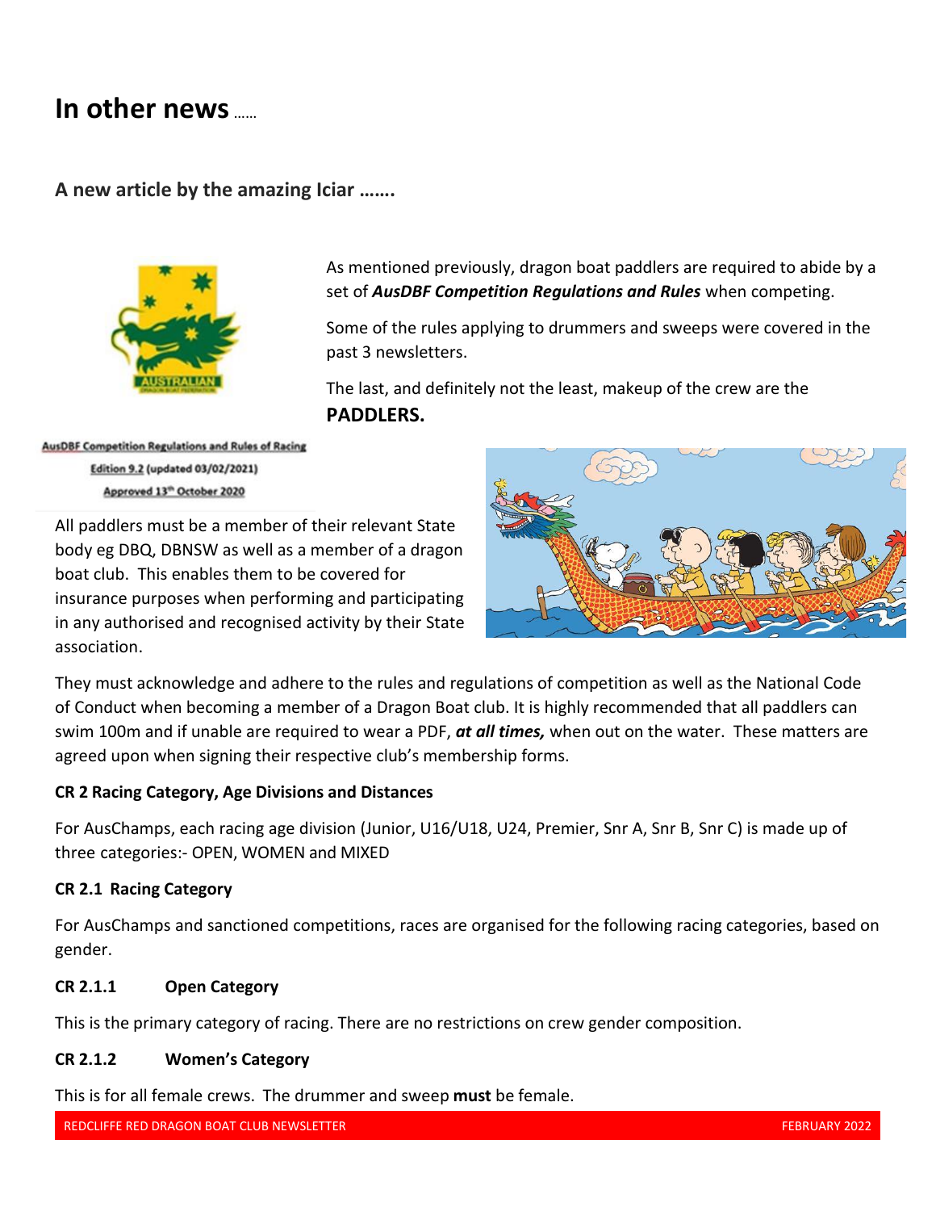# In other news ......

### A new article by the amazing Iciar .......

As mentioned previously, dragon boat paddlers are required to abide by a set of ***AusDBF Competition Regulations and Rules*** when competing.

Some of the rules applying to drummers and sweeps were covered in the past 3 newsletters.

The last, and definitely not the least, makeup of the crew are the **PADDLERS.**

AusDBF Competition Regulations and Rules of Racing
Edition 9.2 (updated 03/02/2021)
Approved 13th October 2020

All paddlers must be a member of their relevant State body eg DBQ, DBNSW as well as a member of a dragon boat club. This enables them to be covered for insurance purposes when performing and participating in any authorised and recognised activity by their State association.

They must acknowledge and adhere to the rules and regulations of competition as well as the National Code of Conduct when becoming a member of a Dragon Boat club. It is highly recommended that all paddlers can swim 100m and if unable are required to wear a PDF, ***at all times,*** when out on the water. These matters are agreed upon when signing their respective club's membership forms.

**CR 2 Racing Category, Age Divisions and Distances**

For AusChamps, each racing age division (Junior, U16/U18, U24, Premier, Snr A, Snr B, Snr C) is made up of three categories:- OPEN, WOMEN and MIXED

**CR 2.1 Racing Category**

For AusChamps and sanctioned competitions, races are organised for the following racing categories, based on gender.

**CR 2.1.1 Open Category**

This is the primary category of racing. There are no restrictions on crew gender composition.

**CR 2.1.2 Women's Category**

This is for all female crews. The drummer and sweep **must** be female.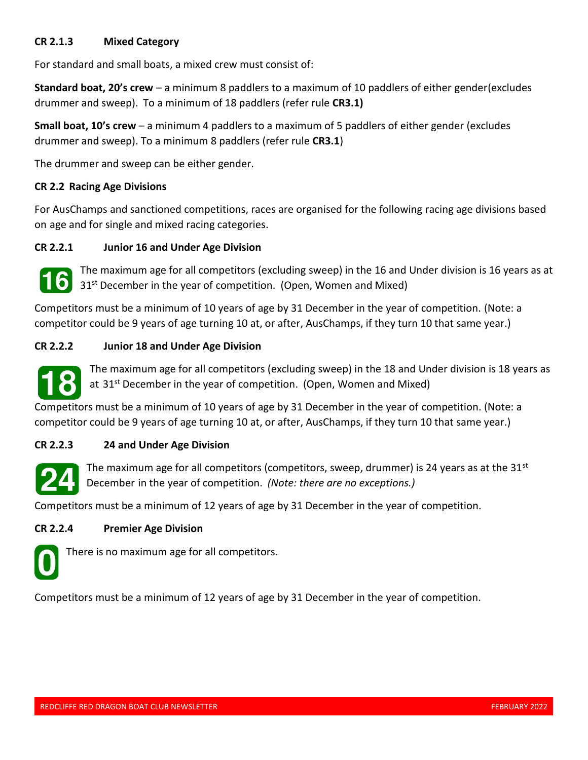### CR 2.1.3 Mixed Category

For standard and small boats, a mixed crew must consist of:

**Standard boat, 20's crew** – a minimum 8 paddlers to a maximum of 10 paddlers of either gender(excludes drummer and sweep). To a minimum of 18 paddlers (refer rule **CR3.1)**

**Small boat, 10's crew** – a minimum 4 paddlers to a maximum of 5 paddlers of either gender (excludes drummer and sweep). To a minimum 8 paddlers (refer rule **CR3.1**)

The drummer and sweep can be either gender.

### CR 2.2 Racing Age Divisions

For AusChamps and sanctioned competitions, races are organised for the following racing age divisions based on age and for single and mixed racing categories.

### CR 2.2.1 Junior 16 and Under Age Division

16 The maximum age for all competitors (excluding sweep) in the 16 and Under division is 16 years as at 31st December in the year of competition. (Open, Women and Mixed)

Competitors must be a minimum of 10 years of age by 31 December in the year of competition. (Note: a competitor could be 9 years of age turning 10 at, or after, AusChamps, if they turn 10 that same year.)

### CR 2.2.2 Junior 18 and Under Age Division

18 The maximum age for all competitors (excluding sweep) in the 18 and Under division is 18 years as at 31st December in the year of competition. (Open, Women and Mixed)

Competitors must be a minimum of 10 years of age by 31 December in the year of competition. (Note: a competitor could be 9 years of age turning 10 at, or after, AusChamps, if they turn 10 that same year.)

### CR 2.2.3 24 and Under Age Division

24 The maximum age for all competitors (competitors, sweep, drummer) is 24 years as at the 31st December in the year of competition. *(Note: there are no exceptions.)*

Competitors must be a minimum of 12 years of age by 31 December in the year of competition.

### CR 2.2.4 Premier Age Division

0 There is no maximum age for all competitors.

Competitors must be a minimum of 12 years of age by 31 December in the year of competition.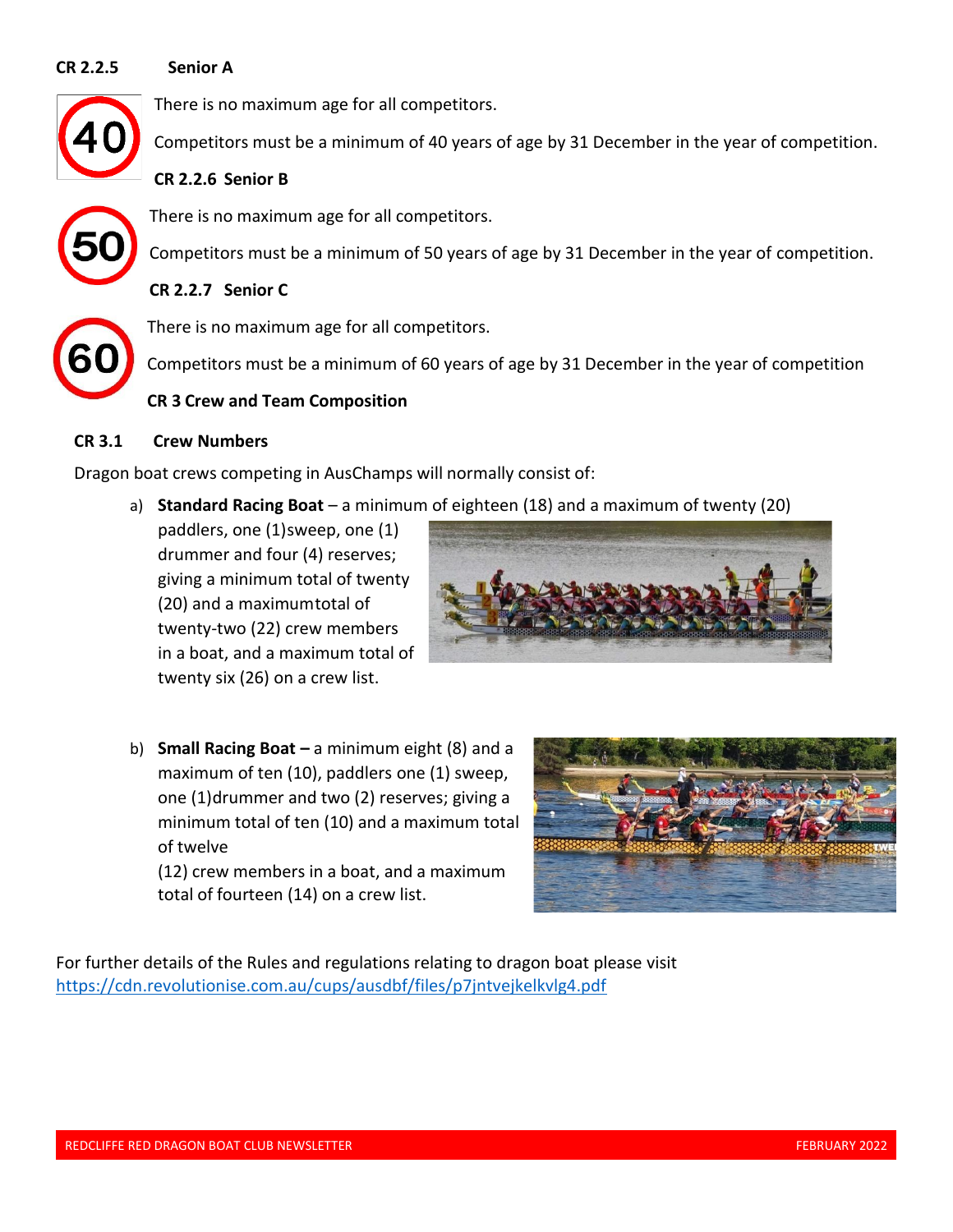**CR 2.2.5 Senior A**

There is no maximum age for all competitors.

Competitors must be a minimum of 40 years of age by 31 December in the year of competition.

**CR 2.2.6 Senior B**

There is no maximum age for all competitors.

Competitors must be a minimum of 50 years of age by 31 December in the year of competition.

**CR 2.2.7 Senior C**

There is no maximum age for all competitors.

Competitors must be a minimum of 60 years of age by 31 December in the year of competition

**CR 3 Crew and Team Composition**

**CR 3.1 Crew Numbers**

Dragon boat crews competing in AusChamps will normally consist of:

a) **Standard Racing Boat** – a minimum of eighteen (18) and a maximum of twenty (20) paddlers, one (1)sweep, one (1) drummer and four (4) reserves; giving a minimum total of twenty (20) and a maximumtotal of twenty-two (22) crew members in a boat, and a maximum total of twenty six (26) on a crew list.

b) **Small Racing Boat –** a minimum eight (8) and a maximum of ten (10), paddlers one (1) sweep, one (1)drummer and two (2) reserves; giving a minimum total of ten (10) and a maximum total of twelve (12) crew members in a boat, and a maximum total of fourteen (14) on a crew list.

For further details of the Rules and regulations relating to dragon boat please visit https://cdn.revolutionise.com.au/cups/ausdbf/files/p7jntvejkelkvlg4.pdf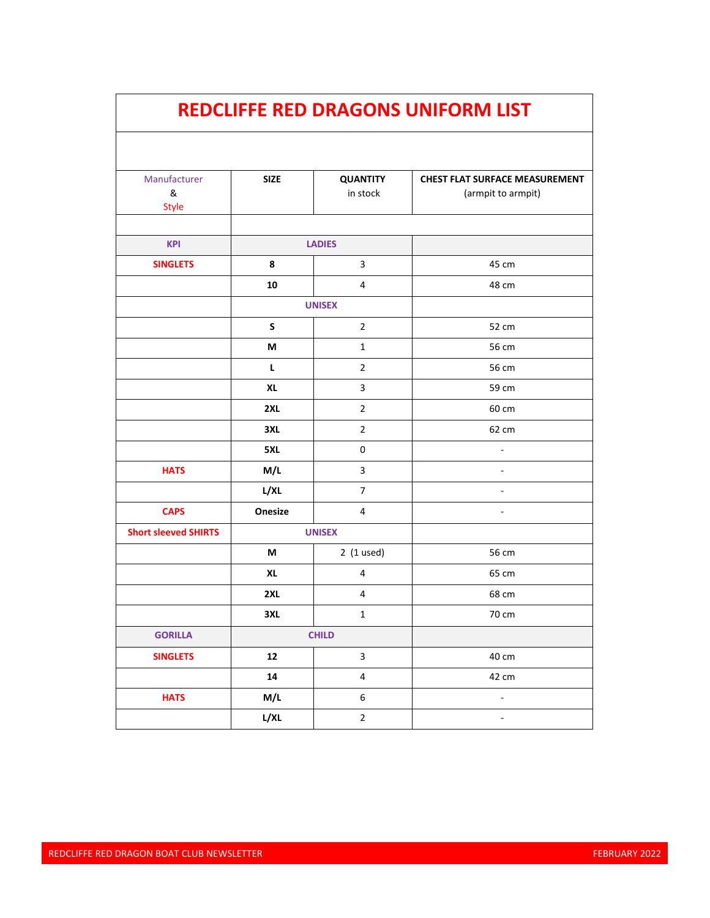# REDCLIFFE RED DRAGONS UNIFORM LIST

| Manufacturer & Style | SIZE | QUANTITY in stock | CHEST FLAT SURFACE MEASUREMENT (armpit to armpit) |
|---|---|---|---|
| | | | |
| **KPI** | **LADIES** | | |
| **SINGLETS** | **8** | 3 | 45 cm |
| | **10** | 4 | 48 cm |
| | **UNISEX** | | |
| | **S** | 2 | 52 cm |
| | **M** | 1 | 56 cm |
| | **L** | 2 | 56 cm |
| | **XL** | 3 | 59 cm |
| | **2XL** | 2 | 60 cm |
| | **3XL** | 2 | 62 cm |
| | **5XL** | 0 | - |
| **HATS** | **M/L** | 3 | - |
| | **L/XL** | 7 | - |
| **CAPS** | **Onesize** | 4 | - |
| **Short sleeved SHIRTS** | **UNISEX** | | |
| | **M** | 2 (1 used) | 56 cm |
| | **XL** | 4 | 65 cm |
| | **2XL** | 4 | 68 cm |
| | **3XL** | 1 | 70 cm |
| **GORILLA** | **CHILD** | | |
| **SINGLETS** | **12** | 3 | 40 cm |
| | **14** | 4 | 42 cm |
| **HATS** | **M/L** | 6 | - |
| | **L/XL** | 2 | - |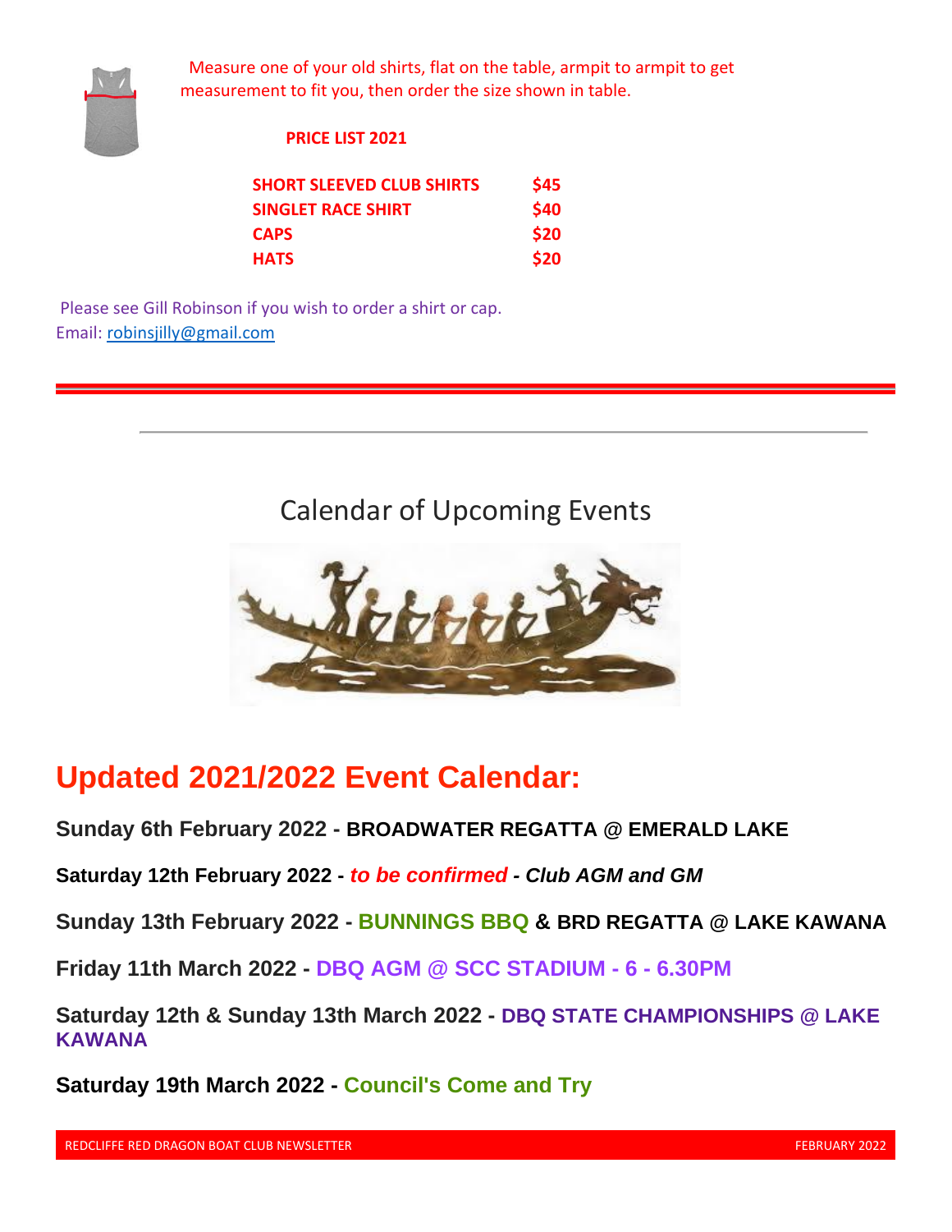Measure one of your old shirts, flat on the table, armpit to armpit to get measurement to fit you, then order the size shown in table.

**PRICE LIST 2021**

| | |
|---|---|
| **SHORT SLEEVED CLUB SHIRTS** | **$45** |
| **SINGLET RACE SHIRT** | **$40** |
| **CAPS** | **$20** |
| **HATS** | **$20** |

Please see Gill Robinson if you wish to order a shirt or cap.
Email: robinsjilly@gmail.com

---

## Calendar of Upcoming Events

# Updated 2021/2022 Event Calendar:

**Sunday 6th February 2022 - BROADWATER REGATTA @ EMERALD LAKE**

**Saturday 12th February 2022 - *to be confirmed - Club AGM and GM***

**Sunday 13th February 2022 - BUNNINGS BBQ & BRD REGATTA @ LAKE KAWANA**

**Friday 11th March 2022 - DBQ AGM @ SCC STADIUM - 6 - 6.30PM**

**Saturday 12th & Sunday 13th March 2022 - DBQ STATE CHAMPIONSHIPS @ LAKE KAWANA**

**Saturday 19th March 2022 - Council's Come and Try**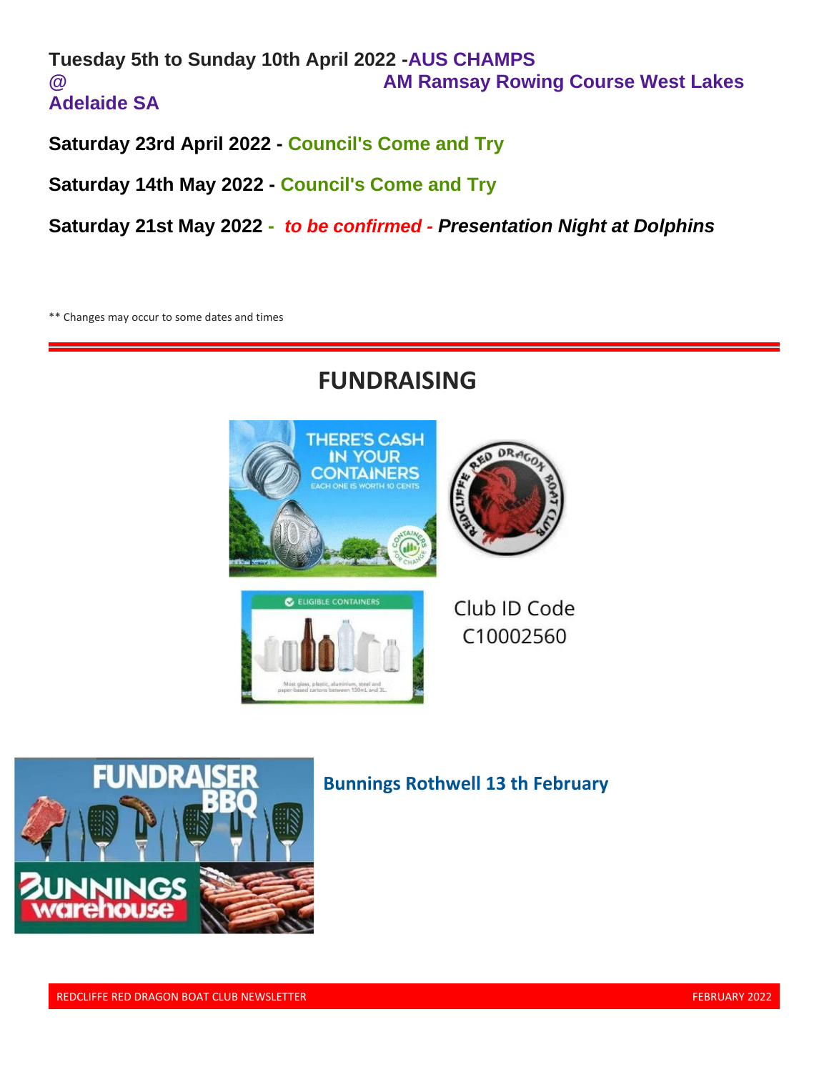**Tuesday 5th to Sunday 10th April 2022 - AUS CHAMPS @ AM Ramsay Rowing Course West Lakes Adelaide SA**

**Saturday 23rd April 2022 - Council's Come and Try**

**Saturday 14th May 2022 - Council's Come and Try**

**Saturday 21st May 2022 - *to be confirmed - Presentation Night at Dolphins***

** Changes may occur to some dates and times

## FUNDRAISING

THERE'S CASH IN YOUR CONTAINERS

EACH ONE IS WORTH 10 CENTS

ELIGIBLE CONTAINERS

Club ID Code C10002560

**Bunnings Rothwell 13 th February**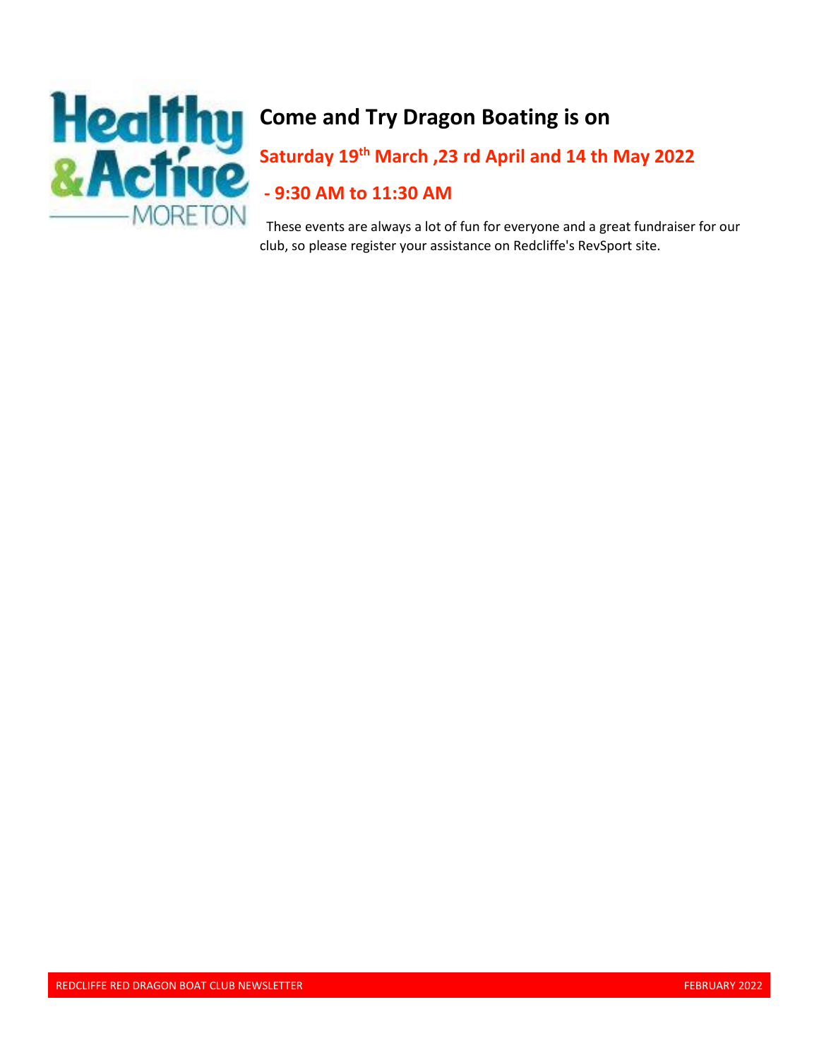## Come and Try Dragon Boating is on

**Saturday 19th March ,23 rd April and 14 th May 2022**

**- 9:30 AM to 11:30 AM**

These events are always a lot of fun for everyone and a great fundraiser for our club, so please register your assistance on Redcliffe's RevSport site.